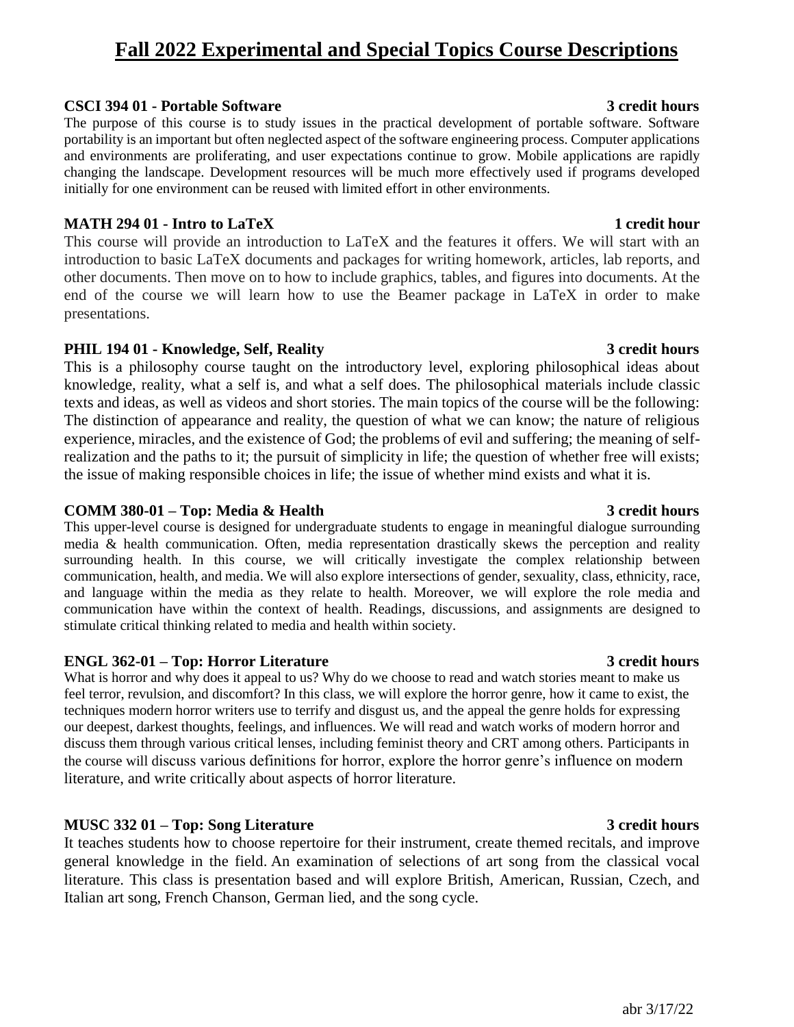# Fall 2022 Experimental and Special Topics Course Descriptions

**CSCI 394 01 - Portable Software** **3 credit hours**

The purpose of this course is to study issues in the practical development of portable software. Software portability is an important but often neglected aspect of the software engineering process. Computer applications and environments are proliferating, and user expectations continue to grow. Mobile applications are rapidly changing the landscape. Development resources will be much more effectively used if programs developed initially for one environment can be reused with limited effort in other environments.

**MATH 294 01 - Intro to LaTeX** **1 credit hour**

This course will provide an introduction to LaTeX and the features it offers. We will start with an introduction to basic LaTeX documents and packages for writing homework, articles, lab reports, and other documents. Then move on to how to include graphics, tables, and figures into documents. At the end of the course we will learn how to use the Beamer package in LaTeX in order to make presentations.

**PHIL 194 01 - Knowledge, Self, Reality** **3 credit hours**

This is a philosophy course taught on the introductory level, exploring philosophical ideas about knowledge, reality, what a self is, and what a self does. The philosophical materials include classic texts and ideas, as well as videos and short stories. The main topics of the course will be the following: The distinction of appearance and reality, the question of what we can know; the nature of religious experience, miracles, and the existence of God; the problems of evil and suffering; the meaning of self-realization and the paths to it; the pursuit of simplicity in life; the question of whether free will exists; the issue of making responsible choices in life; the issue of whether mind exists and what it is.

**COMM 380-01 – Top: Media & Health** **3 credit hours**

This upper-level course is designed for undergraduate students to engage in meaningful dialogue surrounding media & health communication. Often, media representation drastically skews the perception and reality surrounding health. In this course, we will critically investigate the complex relationship between communication, health, and media. We will also explore intersections of gender, sexuality, class, ethnicity, race, and language within the media as they relate to health. Moreover, we will explore the role media and communication have within the context of health. Readings, discussions, and assignments are designed to stimulate critical thinking related to media and health within society.

**ENGL 362-01 – Top: Horror Literature** **3 credit hours**

What is horror and why does it appeal to us? Why do we choose to read and watch stories meant to make us feel terror, revulsion, and discomfort? In this class, we will explore the horror genre, how it came to exist, the techniques modern horror writers use to terrify and disgust us, and the appeal the genre holds for expressing our deepest, darkest thoughts, feelings, and influences. We will read and watch works of modern horror and discuss them through various critical lenses, including feminist theory and CRT among others. Participants in the course will discuss various definitions for horror, explore the horror genre's influence on modern literature, and write critically about aspects of horror literature.

**MUSC 332 01 – Top: Song Literature** **3 credit hours**

It teaches students how to choose repertoire for their instrument, create themed recitals, and improve general knowledge in the field. An examination of selections of art song from the classical vocal literature. This class is presentation based and will explore British, American, Russian, Czech, and Italian art song, French Chanson, German lied, and the song cycle.

abr 3/17/22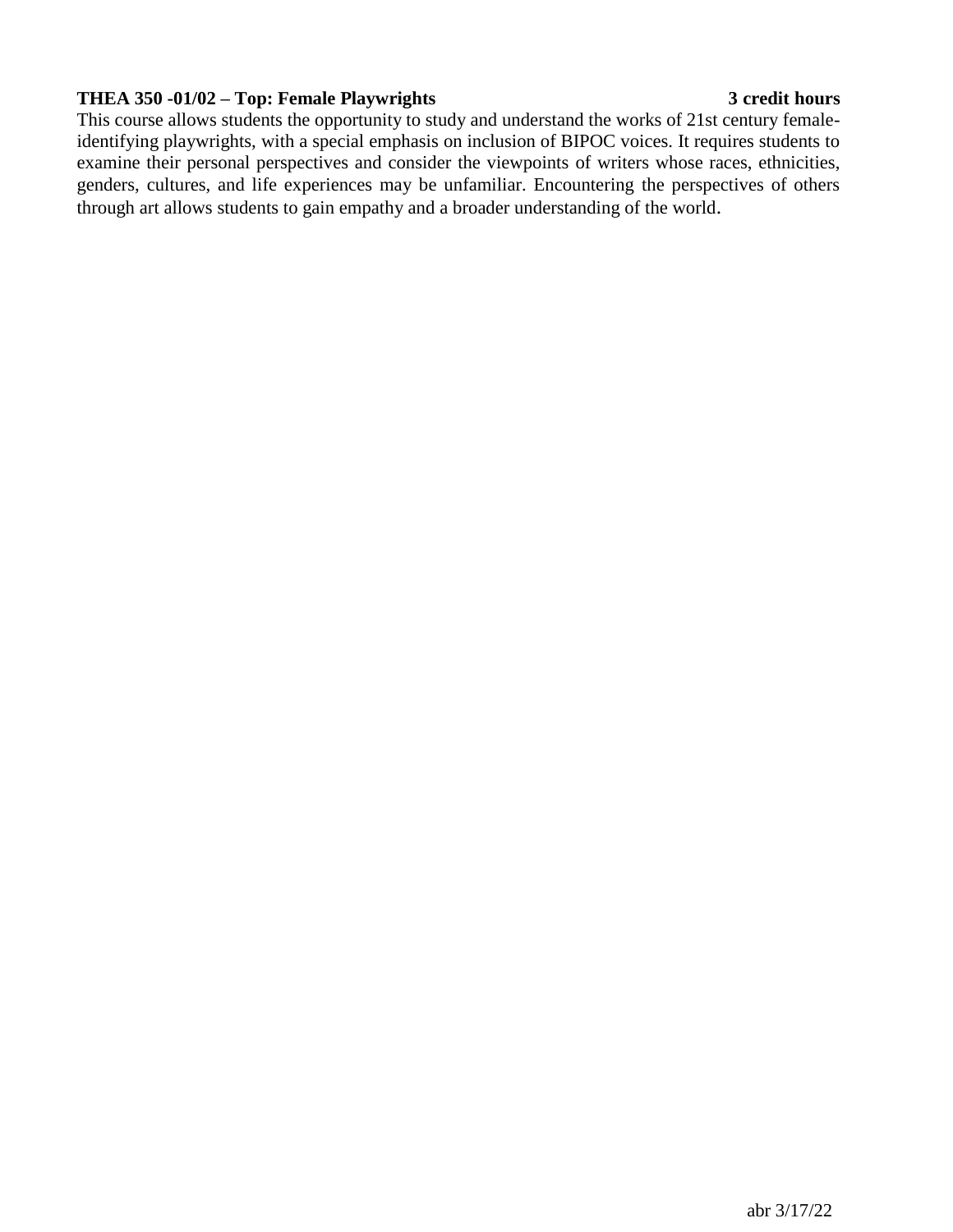**THEA 350 -01/02 – Top: Female Playwrights 3 credit hours**

This course allows students the opportunity to study and understand the works of 21st century female-identifying playwrights, with a special emphasis on inclusion of BIPOC voices. It requires students to examine their personal perspectives and consider the viewpoints of writers whose races, ethnicities, genders, cultures, and life experiences may be unfamiliar. Encountering the perspectives of others through art allows students to gain empathy and a broader understanding of the world.

abr 3/17/22